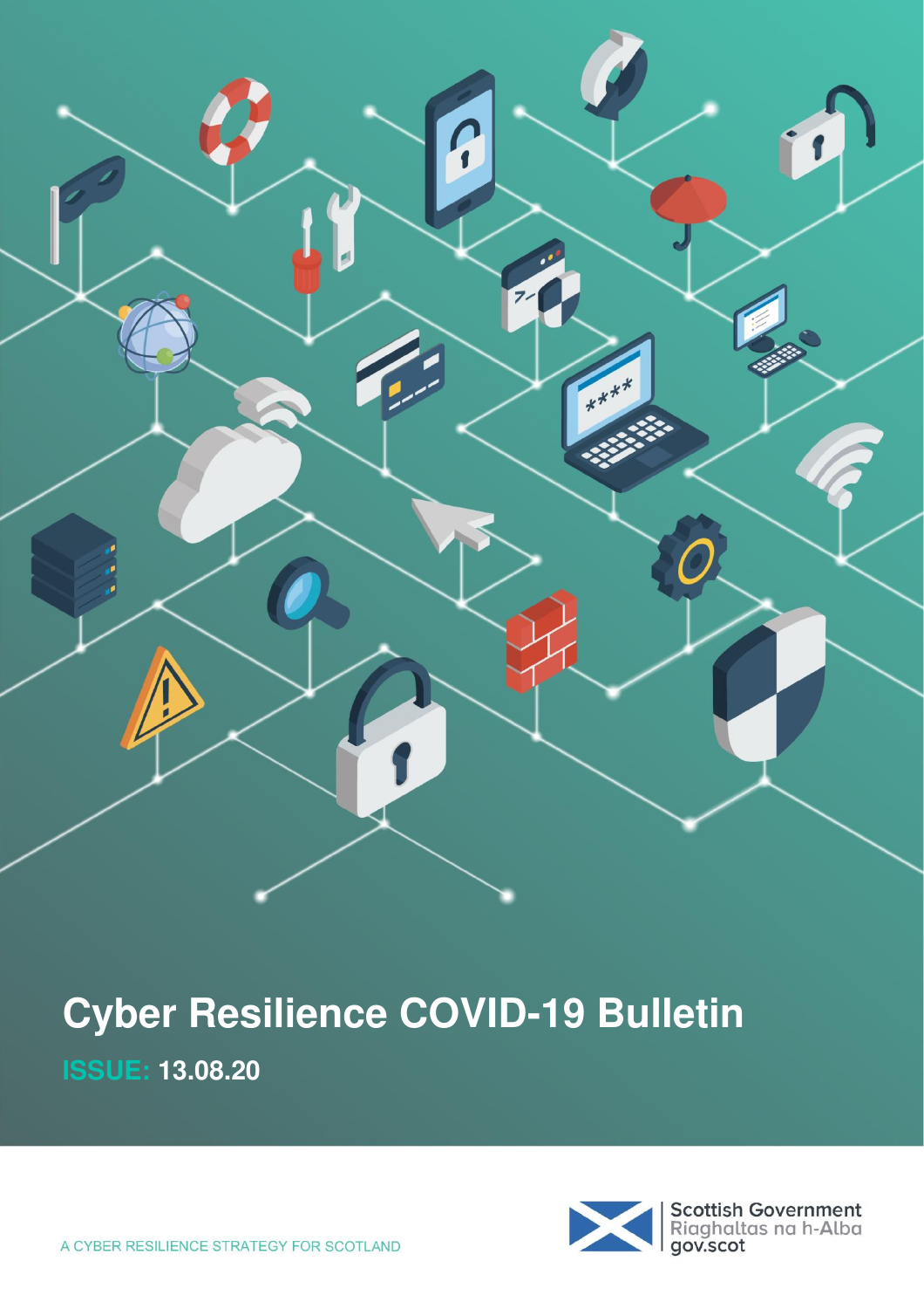# Cyber Resilience COVID-19 Bulletin

**ISSUE: 13.08.20**

A CYBER RESILIENCE STRATEGY FOR SCOTLAND

Scottish Government
Riaghaltas na h-Alba
gov.scot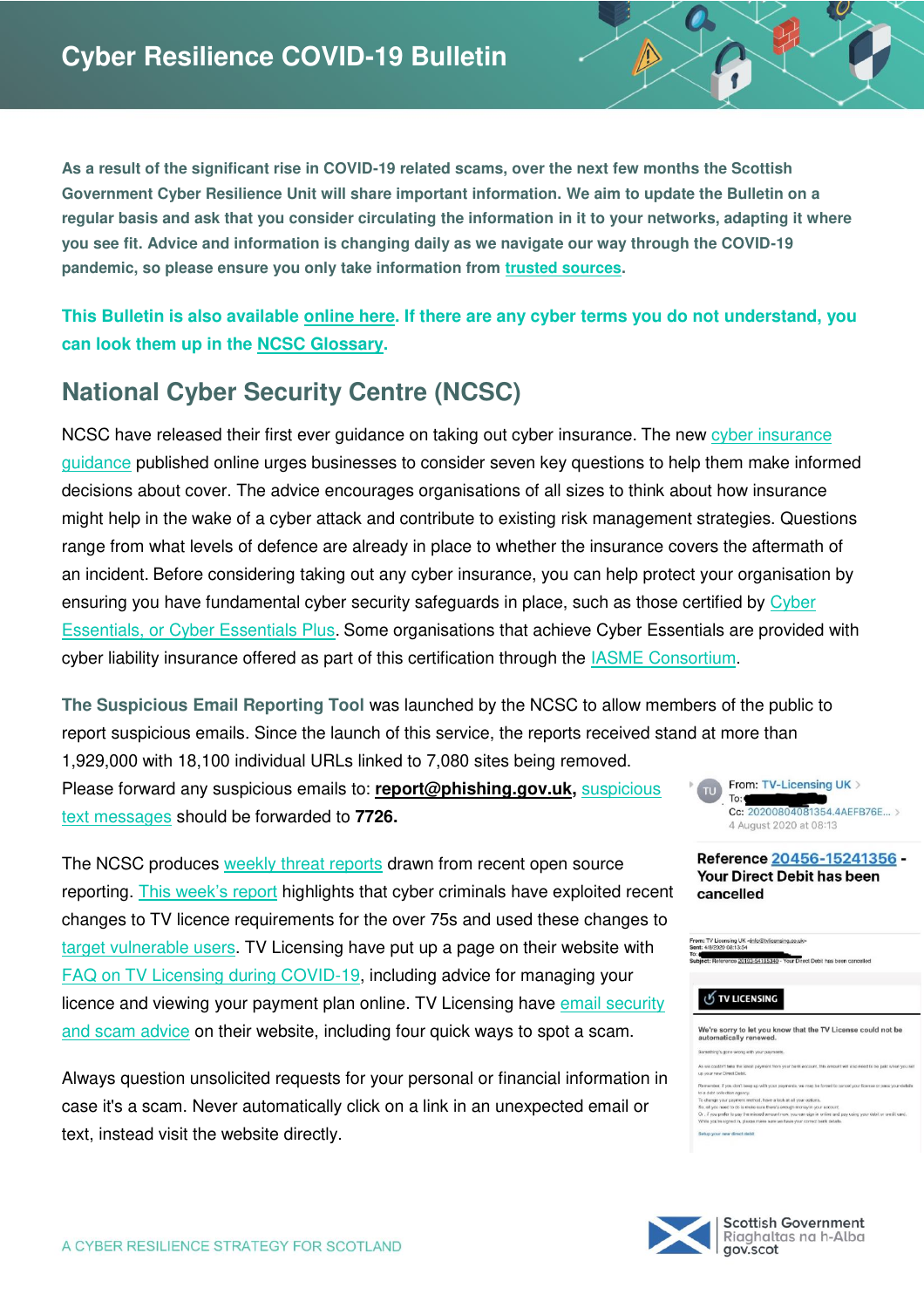# Cyber Resilience COVID-19 Bulletin

**As a result of the significant rise in COVID-19 related scams, over the next few months the Scottish Government Cyber Resilience Unit will share important information. We aim to update the Bulletin on a regular basis and ask that you consider circulating the information in it to your networks, adapting it where you see fit. Advice and information is changing daily as we navigate our way through the COVID-19 pandemic, so please ensure you only take information from trusted sources.**

**This Bulletin is also available online here. If there are any cyber terms you do not understand, you can look them up in the NCSC Glossary.**

## National Cyber Security Centre (NCSC)

NCSC have released their first ever guidance on taking out cyber insurance. The new cyber insurance guidance published online urges businesses to consider seven key questions to help them make informed decisions about cover. The advice encourages organisations of all sizes to think about how insurance might help in the wake of a cyber attack and contribute to existing risk management strategies. Questions range from what levels of defence are already in place to whether the insurance covers the aftermath of an incident. Before considering taking out any cyber insurance, you can help protect your organisation by ensuring you have fundamental cyber security safeguards in place, such as those certified by Cyber Essentials, or Cyber Essentials Plus. Some organisations that achieve Cyber Essentials are provided with cyber liability insurance offered as part of this certification through the IASME Consortium.

**The Suspicious Email Reporting Tool** was launched by the NCSC to allow members of the public to report suspicious emails. Since the launch of this service, the reports received stand at more than 1,929,000 with 18,100 individual URLs linked to 7,080 sites being removed. Please forward any suspicious emails to: **report@phishing.gov.uk,** suspicious text messages should be forwarded to **7726.**

The NCSC produces weekly threat reports drawn from recent open source reporting. This week's report highlights that cyber criminals have exploited recent changes to TV licence requirements for the over 75s and used these changes to target vulnerable users. TV Licensing have put up a page on their website with FAQ on TV Licensing during COVID-19, including advice for managing your licence and viewing your payment plan online. TV Licensing have email security and scam advice on their website, including four quick ways to spot a scam.

Always question unsolicited requests for your personal or financial information in case it's a scam. Never automatically click on a link in an unexpected email or text, instead visit the website directly.

From: TV-Licensing UK
To:
Cc: 20200804081354.4AEFB76E...
4 August 2020 at 08:13

**Reference 20456-15241356 - Your Direct Debit has been cancelled**

TV LICENSING

We're sorry to let you know that the TV License could not be automatically renewed.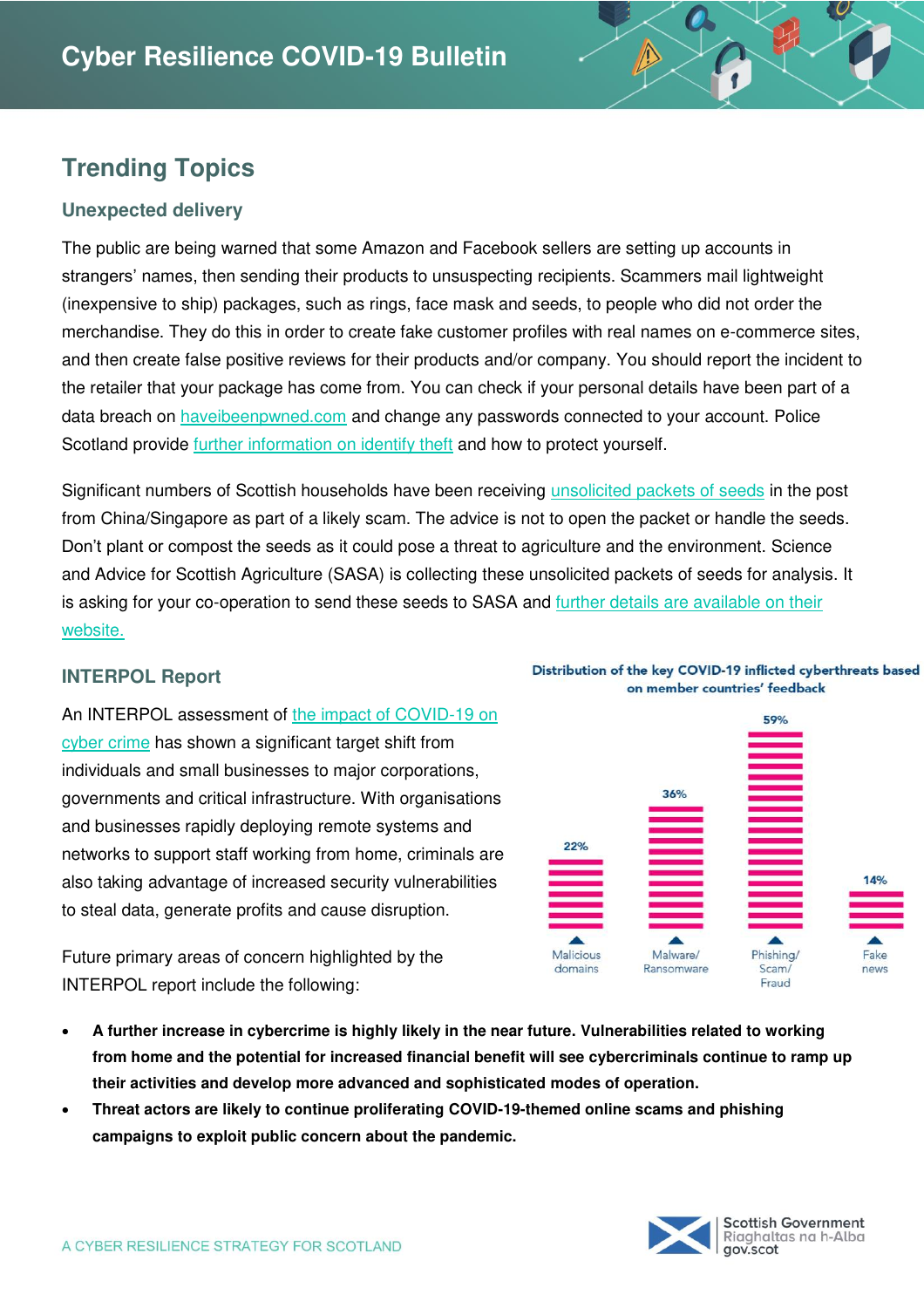# Cyber Resilience COVID-19 Bulletin

## Trending Topics

### Unexpected delivery

The public are being warned that some Amazon and Facebook sellers are setting up accounts in strangers' names, then sending their products to unsuspecting recipients. Scammers mail lightweight (inexpensive to ship) packages, such as rings, face mask and seeds, to people who did not order the merchandise. They do this in order to create fake customer profiles with real names on e-commerce sites, and then create false positive reviews for their products and/or company. You should report the incident to the retailer that your package has come from. You can check if your personal details have been part of a data breach on haveibeenpwned.com and change any passwords connected to your account. Police Scotland provide further information on identify theft and how to protect yourself.

Significant numbers of Scottish households have been receiving unsolicited packets of seeds in the post from China/Singapore as part of a likely scam. The advice is not to open the packet or handle the seeds. Don't plant or compost the seeds as it could pose a threat to agriculture and the environment. Science and Advice for Scottish Agriculture (SASA) is collecting these unsolicited packets of seeds for analysis. It is asking for your co-operation to send these seeds to SASA and further details are available on their website.

### INTERPOL Report

An INTERPOL assessment of the impact of COVID-19 on cyber crime has shown a significant target shift from individuals and small businesses to major corporations, governments and critical infrastructure. With organisations and businesses rapidly deploying remote systems and networks to support staff working from home, criminals are also taking advantage of increased security vulnerabilities to steal data, generate profits and cause disruption.

Distribution of the key COVID-19 inflicted cyberthreats based on member countries' feedback

22%
Malicious domains

36%
Malware/ Ransomware

59%
Phishing/ Scam/ Fraud

14%
Fake news

Future primary areas of concern highlighted by the INTERPOL report include the following:

- **A further increase in cybercrime is highly likely in the near future. Vulnerabilities related to working from home and the potential for increased financial benefit will see cybercriminals continue to ramp up their activities and develop more advanced and sophisticated modes of operation.**
- **Threat actors are likely to continue proliferating COVID-19-themed online scams and phishing campaigns to exploit public concern about the pandemic.**

A CYBER RESILIENCE STRATEGY FOR SCOTLAND

Scottish Government
Riaghaltas na h-Alba
gov.scot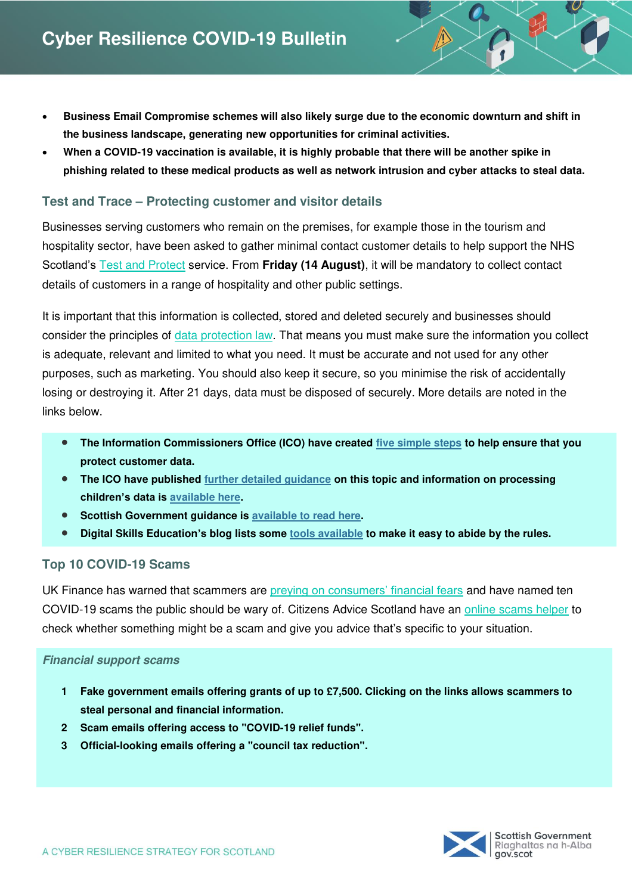- **Business Email Compromise schemes will also likely surge due to the economic downturn and shift in the business landscape, generating new opportunities for criminal activities.**
- **When a COVID-19 vaccination is available, it is highly probable that there will be another spike in phishing related to these medical products as well as network intrusion and cyber attacks to steal data.**

## Test and Trace – Protecting customer and visitor details

Businesses serving customers who remain on the premises, for example those in the tourism and hospitality sector, have been asked to gather minimal contact customer details to help support the NHS Scotland's Test and Protect service. From **Friday (14 August)**, it will be mandatory to collect contact details of customers in a range of hospitality and other public settings.

It is important that this information is collected, stored and deleted securely and businesses should consider the principles of data protection law. That means you must make sure the information you collect is adequate, relevant and limited to what you need. It must be accurate and not used for any other purposes, such as marketing. You should also keep it secure, so you minimise the risk of accidentally losing or destroying it. After 21 days, data must be disposed of securely. More details are noted in the links below.

- **The Information Commissioners Office (ICO) have created five simple steps to help ensure that you protect customer data.**
- **The ICO have published further detailed guidance on this topic and information on processing children's data is available here.**
- **Scottish Government guidance is available to read here.**
- **Digital Skills Education's blog lists some tools available to make it easy to abide by the rules.**

## Top 10 COVID-19 Scams

UK Finance has warned that scammers are preying on consumers' financial fears and have named ten COVID-19 scams the public should be wary of. Citizens Advice Scotland have an online scams helper to check whether something might be a scam and give you advice that's specific to your situation.

### *Financial support scams*

1. **Fake government emails offering grants of up to £7,500. Clicking on the links allows scammers to steal personal and financial information.**
2. **Scam emails offering access to "COVID-19 relief funds".**
3. **Official-looking emails offering a "council tax reduction".**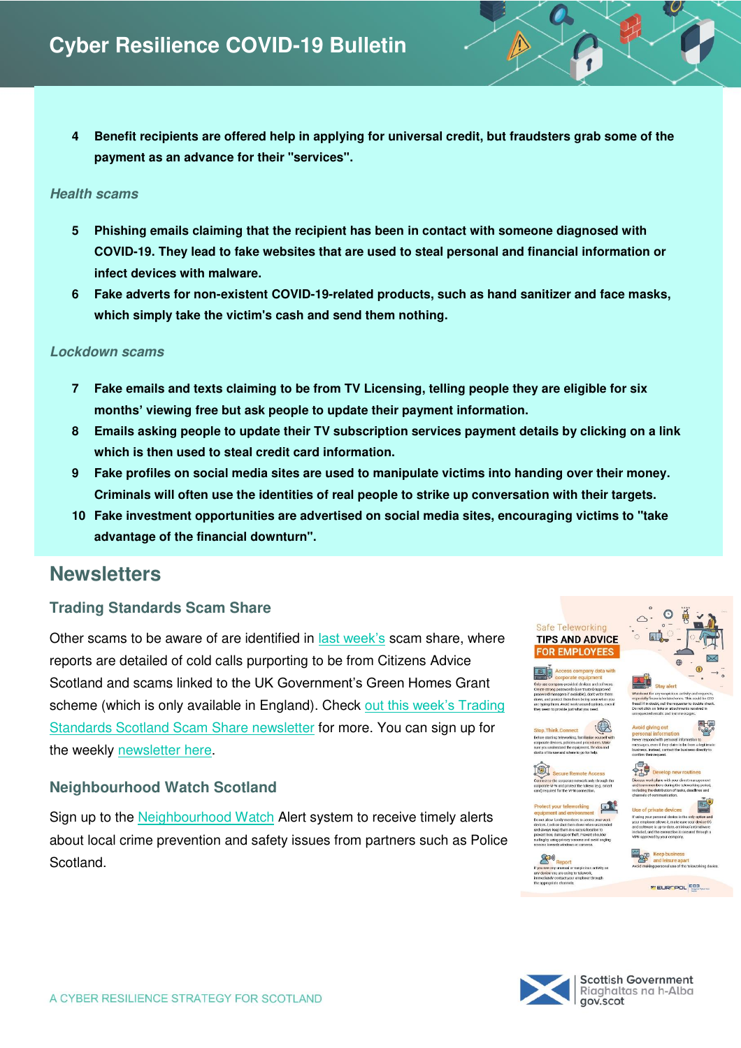4. **Benefit recipients are offered help in applying for universal credit, but fraudsters grab some of the payment as an advance for their "services".**

*Health scams*

5. **Phishing emails claiming that the recipient has been in contact with someone diagnosed with COVID-19. They lead to fake websites that are used to steal personal and financial information or infect devices with malware.**
6. **Fake adverts for non-existent COVID-19-related products, such as hand sanitizer and face masks, which simply take the victim's cash and send them nothing.**

*Lockdown scams*

7. **Fake emails and texts claiming to be from TV Licensing, telling people they are eligible for six months' viewing free but ask people to update their payment information.**
8. **Emails asking people to update their TV subscription services payment details by clicking on a link which is then used to steal credit card information.**
9. **Fake profiles on social media sites are used to manipulate victims into handing over their money. Criminals will often use the identities of real people to strike up conversation with their targets.**
10. **Fake investment opportunities are advertised on social media sites, encouraging victims to "take advantage of the financial downturn".**

## Newsletters

### Trading Standards Scam Share

Other scams to be aware of are identified in last week's scam share, where reports are detailed of cold calls purporting to be from Citizens Advice Scotland and scams linked to the UK Government's Green Homes Grant scheme (which is only available in England). Check out this week's Trading Standards Scotland Scam Share newsletter for more. You can sign up for the weekly newsletter here.

### Neighbourhood Watch Scotland

Sign up to the Neighbourhood Watch Alert system to receive timely alerts about local crime prevention and safety issues from partners such as Police Scotland.

A CYBER RESILIENCE STRATEGY FOR SCOTLAND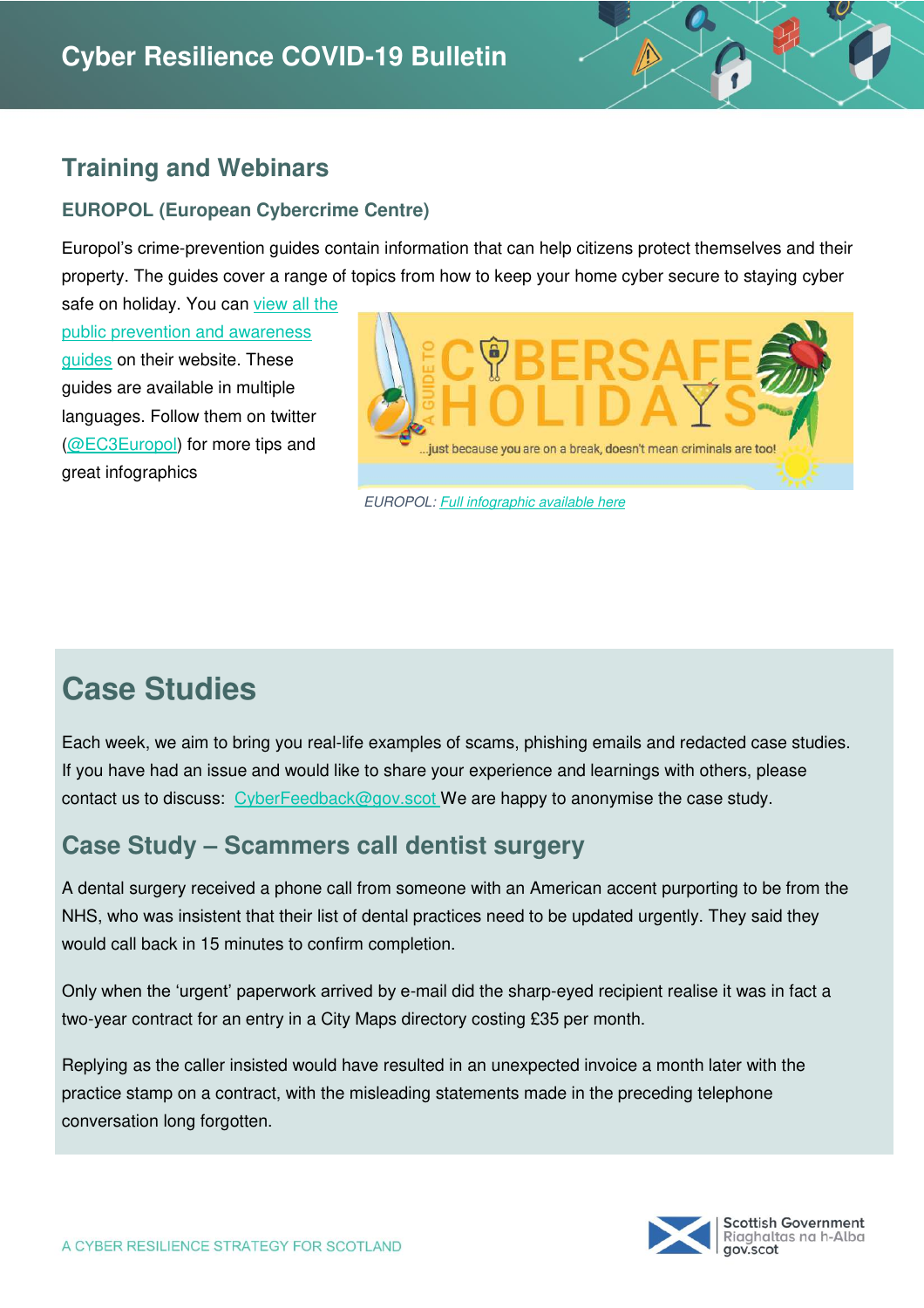## Training and Webinars

### EUROPOL (European Cybercrime Centre)

Europol's crime-prevention guides contain information that can help citizens protect themselves and their property. The guides cover a range of topics from how to keep your home cyber secure to staying cyber safe on holiday. You can view all the public prevention and awareness guides on their website. These guides are available in multiple languages. Follow them on twitter (@EC3Europol) for more tips and great infographics

*EUROPOL: Full infographic available here*

# Case Studies

Each week, we aim to bring you real-life examples of scams, phishing emails and redacted case studies. If you have had an issue and would like to share your experience and learnings with others, please contact us to discuss: CyberFeedback@gov.scot We are happy to anonymise the case study.

## Case Study – Scammers call dentist surgery

A dental surgery received a phone call from someone with an American accent purporting to be from the NHS, who was insistent that their list of dental practices need to be updated urgently. They said they would call back in 15 minutes to confirm completion.

Only when the 'urgent' paperwork arrived by e-mail did the sharp-eyed recipient realise it was in fact a two-year contract for an entry in a City Maps directory costing £35 per month.

Replying as the caller insisted would have resulted in an unexpected invoice a month later with the practice stamp on a contract, with the misleading statements made in the preceding telephone conversation long forgotten.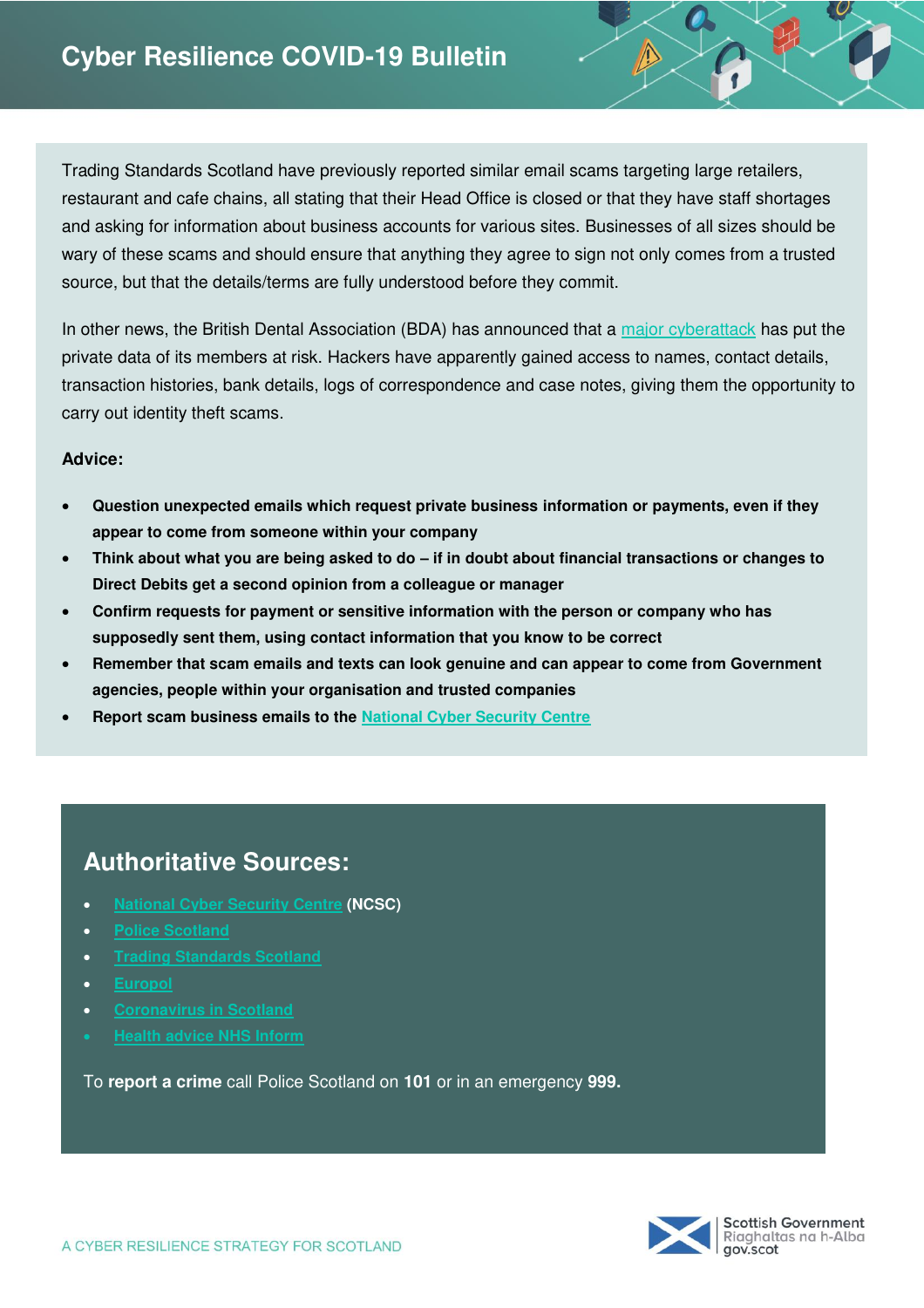# Cyber Resilience COVID-19 Bulletin

Trading Standards Scotland have previously reported similar email scams targeting large retailers, restaurant and cafe chains, all stating that their Head Office is closed or that they have staff shortages and asking for information about business accounts for various sites. Businesses of all sizes should be wary of these scams and should ensure that anything they agree to sign not only comes from a trusted source, but that the details/terms are fully understood before they commit.

In other news, the British Dental Association (BDA) has announced that a major cyberattack has put the private data of its members at risk. Hackers have apparently gained access to names, contact details, transaction histories, bank details, logs of correspondence and case notes, giving them the opportunity to carry out identity theft scams.

**Advice:**

- **Question unexpected emails which request private business information or payments, even if they appear to come from someone within your company**
- **Think about what you are being asked to do – if in doubt about financial transactions or changes to Direct Debits get a second opinion from a colleague or manager**
- **Confirm requests for payment or sensitive information with the person or company who has supposedly sent them, using contact information that you know to be correct**
- **Remember that scam emails and texts can look genuine and can appear to come from Government agencies, people within your organisation and trusted companies**
- **Report scam business emails to the National Cyber Security Centre**

## Authoritative Sources:

- National Cyber Security Centre **(NCSC)**
- Police Scotland
- Trading Standards Scotland
- Europol
- Coronavirus in Scotland
- Health advice NHS Inform

To **report a crime** call Police Scotland on **101** or in an emergency **999.**

A CYBER RESILIENCE STRATEGY FOR SCOTLAND

Scottish Government
Riaghaltas na h-Alba
gov.scot